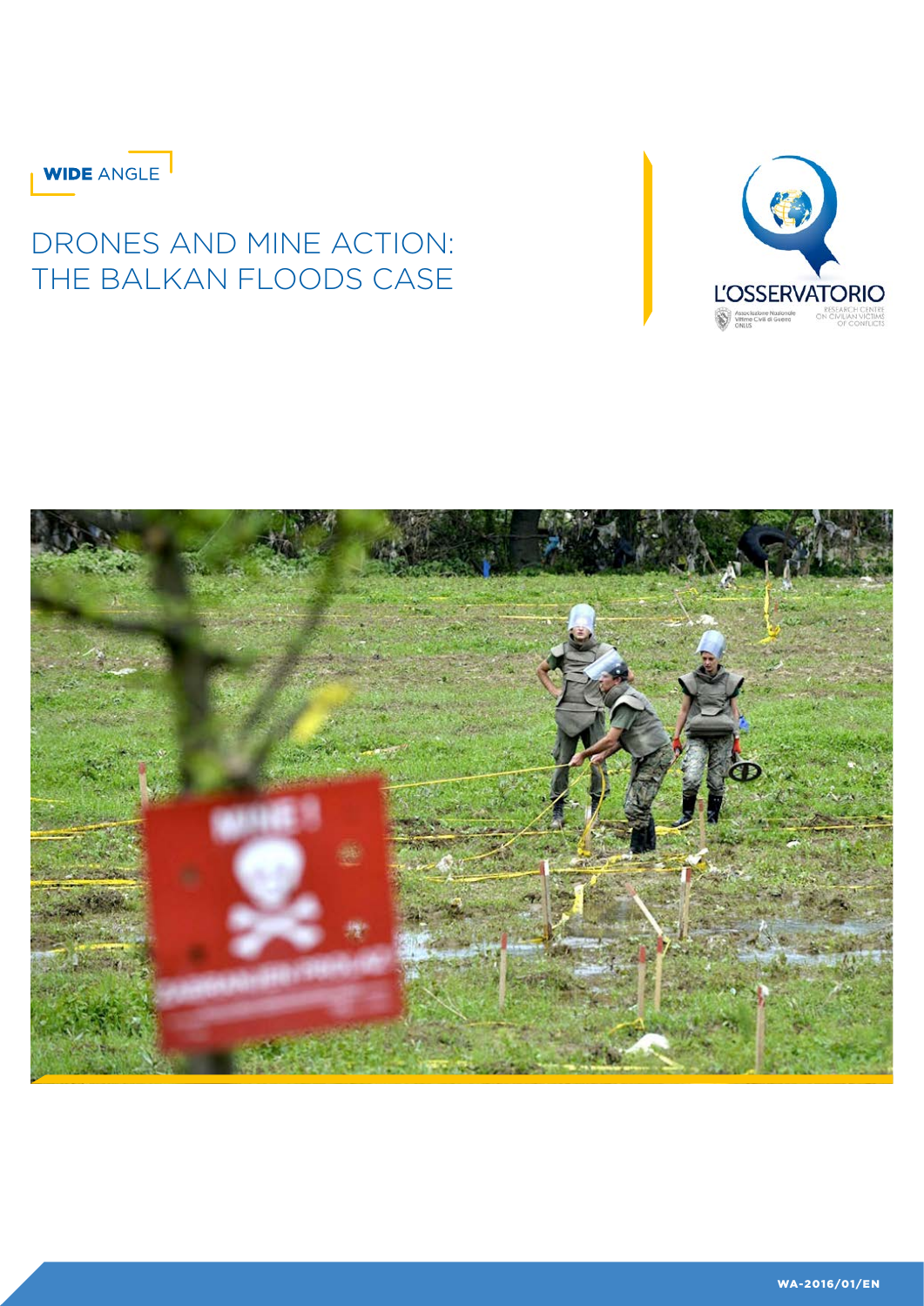**WIDE** ANGLE

# DRONES AND MINE ACTION: THE BALKAN FLOODS CASE

L'OSSERVATORIO

Associazione Nazionale Vittime Civili di Guerra ONLUS

RESEARCH CENTRE ON CIVILIAN VICTIMS OF CONFLICTS

WA-2016/01/EN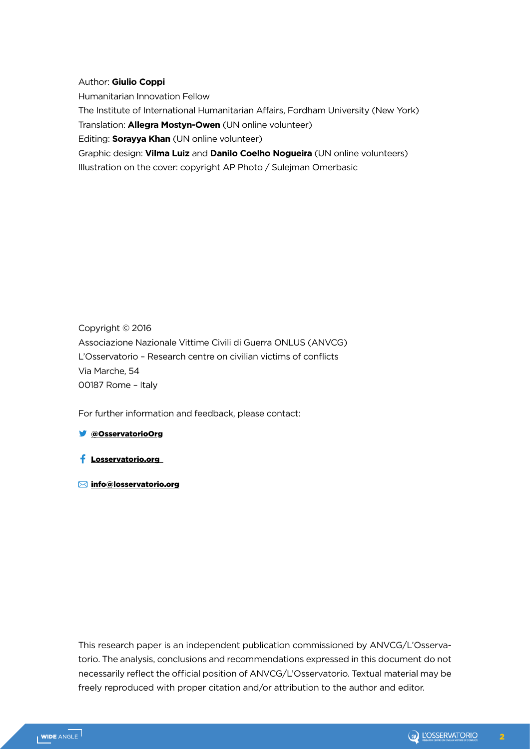Author: **Giulio Coppi**
Humanitarian Innovation Fellow
The Institute of International Humanitarian Affairs, Fordham University (New York)
Translation: **Allegra Mostyn-Owen** (UN online volunteer)
Editing: **Sorayya Khan** (UN online volunteer)
Graphic design: **Vilma Luiz** and **Danilo Coelho Nogueira** (UN online volunteers)
Illustration on the cover: copyright AP Photo / Sulejman Omerbasic

Copyright © 2016
Associazione Nazionale Vittime Civili di Guerra ONLUS (ANVCG)
L'Osservatorio – Research centre on civilian victims of conflicts
Via Marche, 54
00187 Rome – Italy

For further information and feedback, please contact:

**@OsservatorioOrg**

**Losservatorio.org**

**info@losservatorio.org**

This research paper is an independent publication commissioned by ANVCG/L'Osservatorio. The analysis, conclusions and recommendations expressed in this document do not necessarily reflect the official position of ANVCG/L'Osservatorio. Textual material may be freely reproduced with proper citation and/or attribution to the author and editor.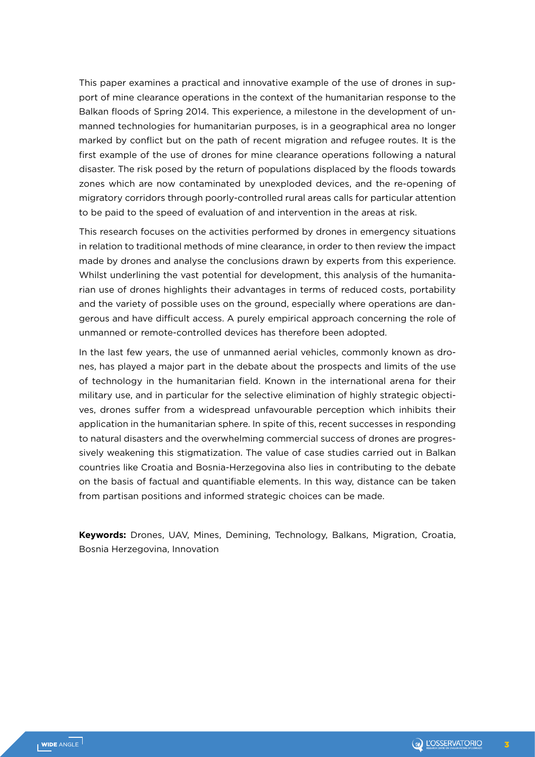This paper examines a practical and innovative example of the use of drones in support of mine clearance operations in the context of the humanitarian response to the Balkan floods of Spring 2014. This experience, a milestone in the development of unmanned technologies for humanitarian purposes, is in a geographical area no longer marked by conflict but on the path of recent migration and refugee routes. It is the first example of the use of drones for mine clearance operations following a natural disaster. The risk posed by the return of populations displaced by the floods towards zones which are now contaminated by unexploded devices, and the re-opening of migratory corridors through poorly-controlled rural areas calls for particular attention to be paid to the speed of evaluation of and intervention in the areas at risk.

This research focuses on the activities performed by drones in emergency situations in relation to traditional methods of mine clearance, in order to then review the impact made by drones and analyse the conclusions drawn by experts from this experience. Whilst underlining the vast potential for development, this analysis of the humanitarian use of drones highlights their advantages in terms of reduced costs, portability and the variety of possible uses on the ground, especially where operations are dangerous and have difficult access. A purely empirical approach concerning the role of unmanned or remote-controlled devices has therefore been adopted.

In the last few years, the use of unmanned aerial vehicles, commonly known as drones, has played a major part in the debate about the prospects and limits of the use of technology in the humanitarian field. Known in the international arena for their military use, and in particular for the selective elimination of highly strategic objectives, drones suffer from a widespread unfavourable perception which inhibits their application in the humanitarian sphere. In spite of this, recent successes in responding to natural disasters and the overwhelming commercial success of drones are progressively weakening this stigmatization. The value of case studies carried out in Balkan countries like Croatia and Bosnia-Herzegovina also lies in contributing to the debate on the basis of factual and quantifiable elements. In this way, distance can be taken from partisan positions and informed strategic choices can be made.

**Keywords:** Drones, UAV, Mines, Demining, Technology, Balkans, Migration, Croatia, Bosnia Herzegovina, Innovation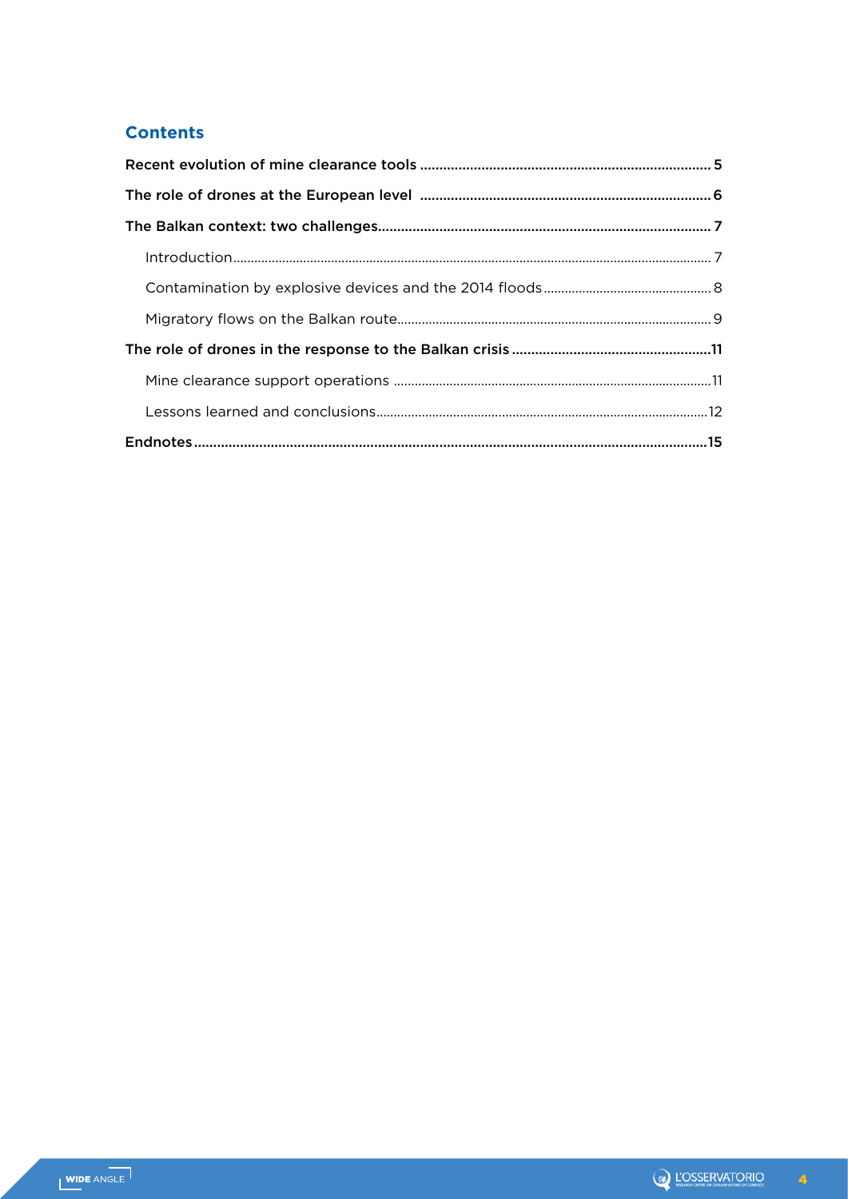## Contents

**Recent evolution of mine clearance tools** ... **5**

**The role of drones at the European level** ... **6**

**The Balkan context: two challenges** ... **7**

- Introduction ... 7
- Contamination by explosive devices and the 2014 floods ... 8
- Migratory flows on the Balkan route ... 9

**The role of drones in the response to the Balkan crisis** ... **11**

- Mine clearance support operations ... 11
- Lessons learned and conclusions ... 12

**Endnotes** ... **15**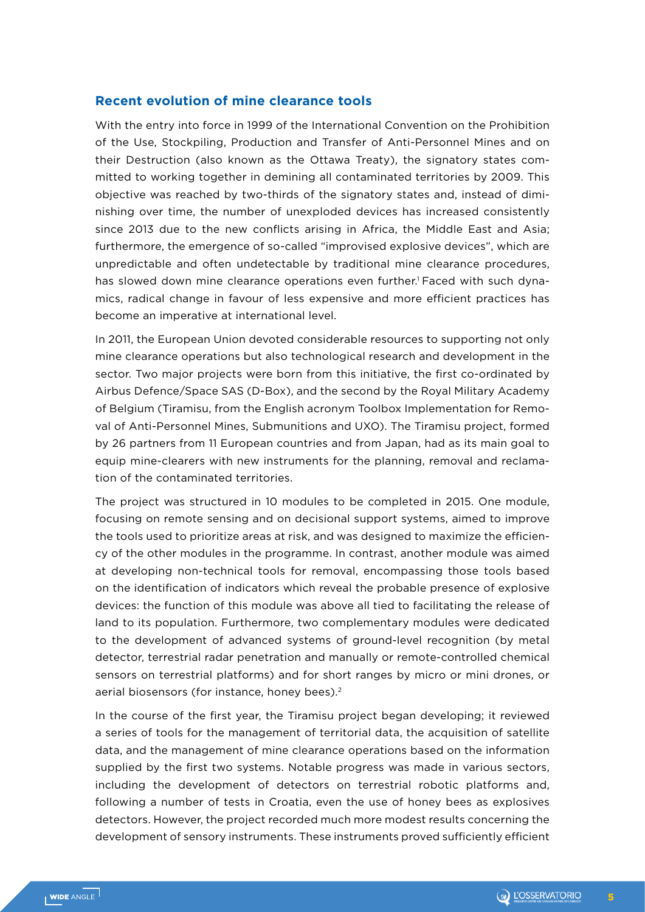## Recent evolution of mine clearance tools

With the entry into force in 1999 of the International Convention on the Prohibition of the Use, Stockpiling, Production and Transfer of Anti-Personnel Mines and on their Destruction (also known as the Ottawa Treaty), the signatory states committed to working together in demining all contaminated territories by 2009. This objective was reached by two-thirds of the signatory states and, instead of diminishing over time, the number of unexploded devices has increased consistently since 2013 due to the new conflicts arising in Africa, the Middle East and Asia; furthermore, the emergence of so-called "improvised explosive devices", which are unpredictable and often undetectable by traditional mine clearance procedures, has slowed down mine clearance operations even further.[1] Faced with such dynamics, radical change in favour of less expensive and more efficient practices has become an imperative at international level.

In 2011, the European Union devoted considerable resources to supporting not only mine clearance operations but also technological research and development in the sector. Two major projects were born from this initiative, the first co-ordinated by Airbus Defence/Space SAS (D-Box), and the second by the Royal Military Academy of Belgium (Tiramisu, from the English acronym Toolbox Implementation for Removal of Anti-Personnel Mines, Submunitions and UXO). The Tiramisu project, formed by 26 partners from 11 European countries and from Japan, had as its main goal to equip mine-clearers with new instruments for the planning, removal and reclamation of the contaminated territories.

The project was structured in 10 modules to be completed in 2015. One module, focusing on remote sensing and on decisional support systems, aimed to improve the tools used to prioritize areas at risk, and was designed to maximize the efficiency of the other modules in the programme. In contrast, another module was aimed at developing non-technical tools for removal, encompassing those tools based on the identification of indicators which reveal the probable presence of explosive devices: the function of this module was above all tied to facilitating the release of land to its population. Furthermore, two complementary modules were dedicated to the development of advanced systems of ground-level recognition (by metal detector, terrestrial radar penetration and manually or remote-controlled chemical sensors on terrestrial platforms) and for short ranges by micro or mini drones, or aerial biosensors (for instance, honey bees).[2]

In the course of the first year, the Tiramisu project began developing; it reviewed a series of tools for the management of territorial data, the acquisition of satellite data, and the management of mine clearance operations based on the information supplied by the first two systems. Notable progress was made in various sectors, including the development of detectors on terrestrial robotic platforms and, following a number of tests in Croatia, even the use of honey bees as explosives detectors. However, the project recorded much more modest results concerning the development of sensory instruments. These instruments proved sufficiently efficient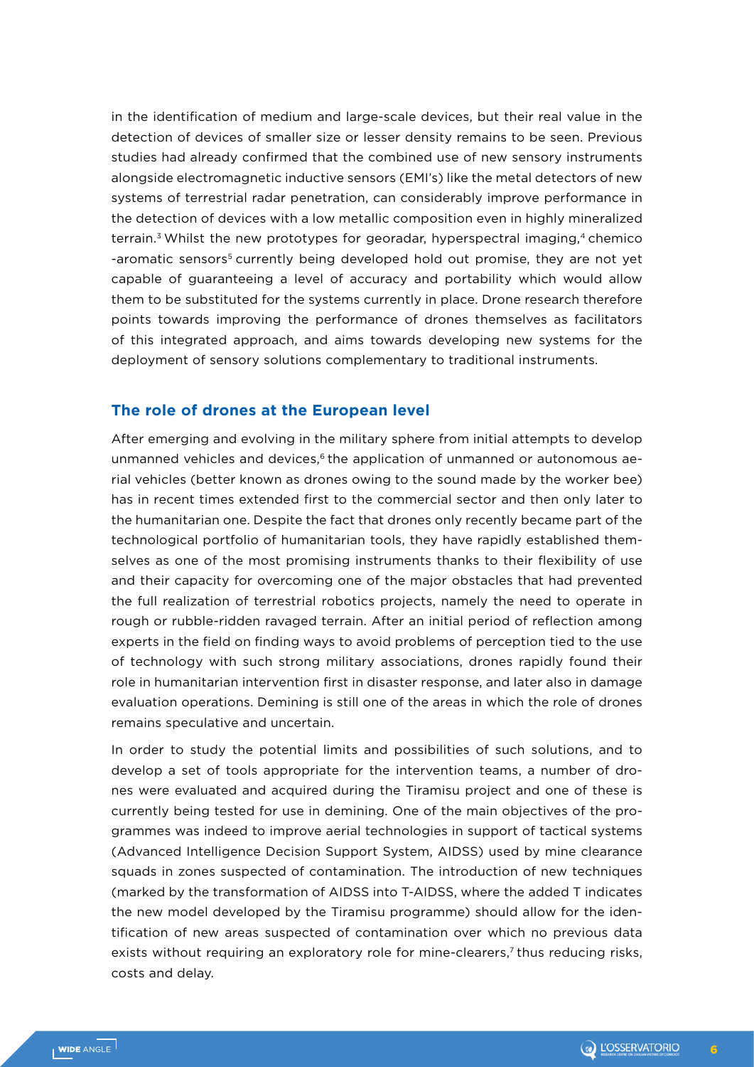in the identification of medium and large-scale devices, but their real value in the detection of devices of smaller size or lesser density remains to be seen. Previous studies had already confirmed that the combined use of new sensory instruments alongside electromagnetic inductive sensors (EMI's) like the metal detectors of new systems of terrestrial radar penetration, can considerably improve performance in the detection of devices with a low metallic composition even in highly mineralized terrain.[3] Whilst the new prototypes for georadar, hyperspectral imaging,[4] chemico -aromatic sensors[5] currently being developed hold out promise, they are not yet capable of guaranteeing a level of accuracy and portability which would allow them to be substituted for the systems currently in place. Drone research therefore points towards improving the performance of drones themselves as facilitators of this integrated approach, and aims towards developing new systems for the deployment of sensory solutions complementary to traditional instruments.

## The role of drones at the European level

After emerging and evolving in the military sphere from initial attempts to develop unmanned vehicles and devices,[6] the application of unmanned or autonomous aerial vehicles (better known as drones owing to the sound made by the worker bee) has in recent times extended first to the commercial sector and then only later to the humanitarian one. Despite the fact that drones only recently became part of the technological portfolio of humanitarian tools, they have rapidly established themselves as one of the most promising instruments thanks to their flexibility of use and their capacity for overcoming one of the major obstacles that had prevented the full realization of terrestrial robotics projects, namely the need to operate in rough or rubble-ridden ravaged terrain. After an initial period of reflection among experts in the field on finding ways to avoid problems of perception tied to the use of technology with such strong military associations, drones rapidly found their role in humanitarian intervention first in disaster response, and later also in damage evaluation operations. Demining is still one of the areas in which the role of drones remains speculative and uncertain.

In order to study the potential limits and possibilities of such solutions, and to develop a set of tools appropriate for the intervention teams, a number of drones were evaluated and acquired during the Tiramisu project and one of these is currently being tested for use in demining. One of the main objectives of the programmes was indeed to improve aerial technologies in support of tactical systems (Advanced Intelligence Decision Support System, AIDSS) used by mine clearance squads in zones suspected of contamination. The introduction of new techniques (marked by the transformation of AIDSS into T-AIDSS, where the added T indicates the new model developed by the Tiramisu programme) should allow for the identification of new areas suspected of contamination over which no previous data exists without requiring an exploratory role for mine-clearers,[7] thus reducing risks, costs and delay.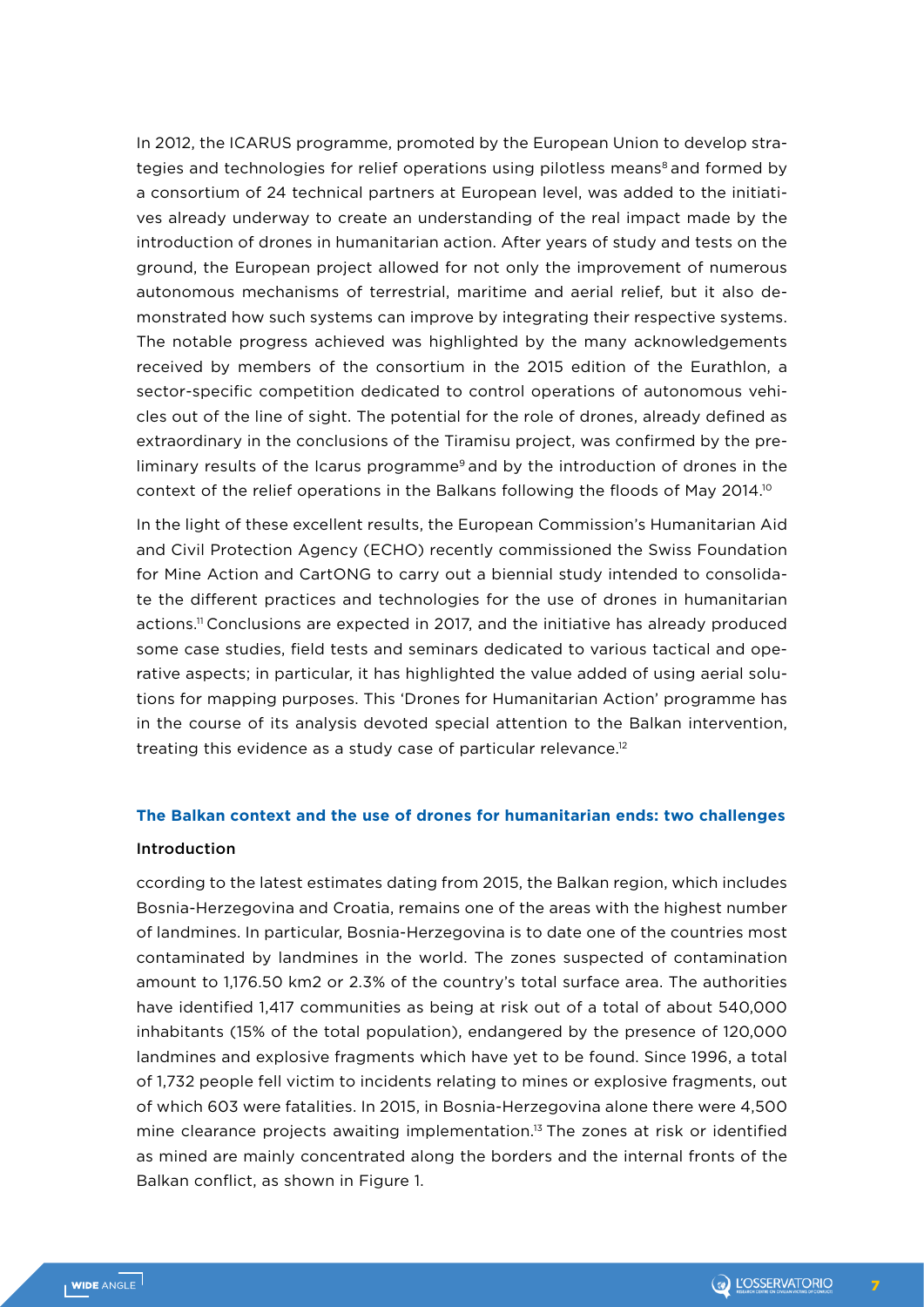In 2012, the ICARUS programme, promoted by the European Union to develop strategies and technologies for relief operations using pilotless means[8] and formed by a consortium of 24 technical partners at European level, was added to the initiatives already underway to create an understanding of the real impact made by the introduction of drones in humanitarian action. After years of study and tests on the ground, the European project allowed for not only the improvement of numerous autonomous mechanisms of terrestrial, maritime and aerial relief, but it also demonstrated how such systems can improve by integrating their respective systems. The notable progress achieved was highlighted by the many acknowledgements received by members of the consortium in the 2015 edition of the Eurathlon, a sector-specific competition dedicated to control operations of autonomous vehicles out of the line of sight. The potential for the role of drones, already defined as extraordinary in the conclusions of the Tiramisu project, was confirmed by the preliminary results of the Icarus programme[9] and by the introduction of drones in the context of the relief operations in the Balkans following the floods of May 2014.[10]

In the light of these excellent results, the European Commission's Humanitarian Aid and Civil Protection Agency (ECHO) recently commissioned the Swiss Foundation for Mine Action and CartONG to carry out a biennial study intended to consolidate the different practices and technologies for the use of drones in humanitarian actions.[11] Conclusions are expected in 2017, and the initiative has already produced some case studies, field tests and seminars dedicated to various tactical and operative aspects; in particular, it has highlighted the value added of using aerial solutions for mapping purposes. This 'Drones for Humanitarian Action' programme has in the course of its analysis devoted special attention to the Balkan intervention, treating this evidence as a study case of particular relevance.[12]

## The Balkan context and the use of drones for humanitarian ends: two challenges

### Introduction

ccording to the latest estimates dating from 2015, the Balkan region, which includes Bosnia-Herzegovina and Croatia, remains one of the areas with the highest number of landmines. In particular, Bosnia-Herzegovina is to date one of the countries most contaminated by landmines in the world. The zones suspected of contamination amount to 1,176.50 km2 or 2.3% of the country's total surface area. The authorities have identified 1,417 communities as being at risk out of a total of about 540,000 inhabitants (15% of the total population), endangered by the presence of 120,000 landmines and explosive fragments which have yet to be found. Since 1996, a total of 1,732 people fell victim to incidents relating to mines or explosive fragments, out of which 603 were fatalities. In 2015, in Bosnia-Herzegovina alone there were 4,500 mine clearance projects awaiting implementation.[13] The zones at risk or identified as mined are mainly concentrated along the borders and the internal fronts of the Balkan conflict, as shown in Figure 1.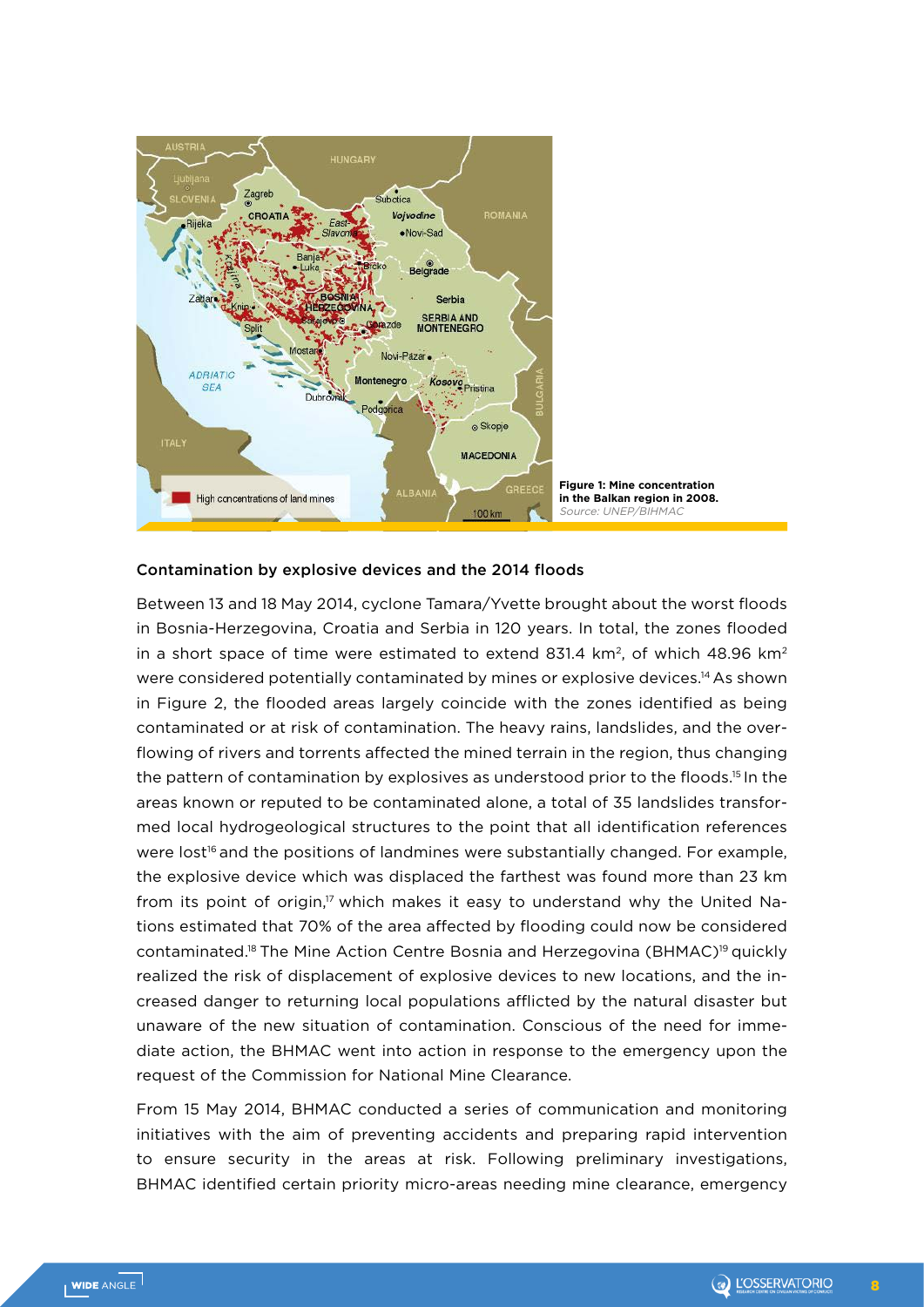Figure 1: Mine concentration in the Balkan region in 2008.
*Source: UNEP/BIHMAC*

### Contamination by explosive devices and the 2014 floods

Between 13 and 18 May 2014, cyclone Tamara/Yvette brought about the worst floods in Bosnia-Herzegovina, Croatia and Serbia in 120 years. In total, the zones flooded in a short space of time were estimated to extend 831.4 km², of which 48.96 km² were considered potentially contaminated by mines or explosive devices.[14] As shown in Figure 2, the flooded areas largely coincide with the zones identified as being contaminated or at risk of contamination. The heavy rains, landslides, and the over-flowing of rivers and torrents affected the mined terrain in the region, thus changing the pattern of contamination by explosives as understood prior to the floods.[15] In the areas known or reputed to be contaminated alone, a total of 35 landslides transformed local hydrogeological structures to the point that all identification references were lost[16] and the positions of landmines were substantially changed. For example, the explosive device which was displaced the farthest was found more than 23 km from its point of origin,[17] which makes it easy to understand why the United Nations estimated that 70% of the area affected by flooding could now be considered contaminated.[18] The Mine Action Centre Bosnia and Herzegovina (BHMAC)[19] quickly realized the risk of displacement of explosive devices to new locations, and the increased danger to returning local populations afflicted by the natural disaster but unaware of the new situation of contamination. Conscious of the need for immediate action, the BHMAC went into action in response to the emergency upon the request of the Commission for National Mine Clearance.

From 15 May 2014, BHMAC conducted a series of communication and monitoring initiatives with the aim of preventing accidents and preparing rapid intervention to ensure security in the areas at risk. Following preliminary investigations, BHMAC identified certain priority micro-areas needing mine clearance, emergency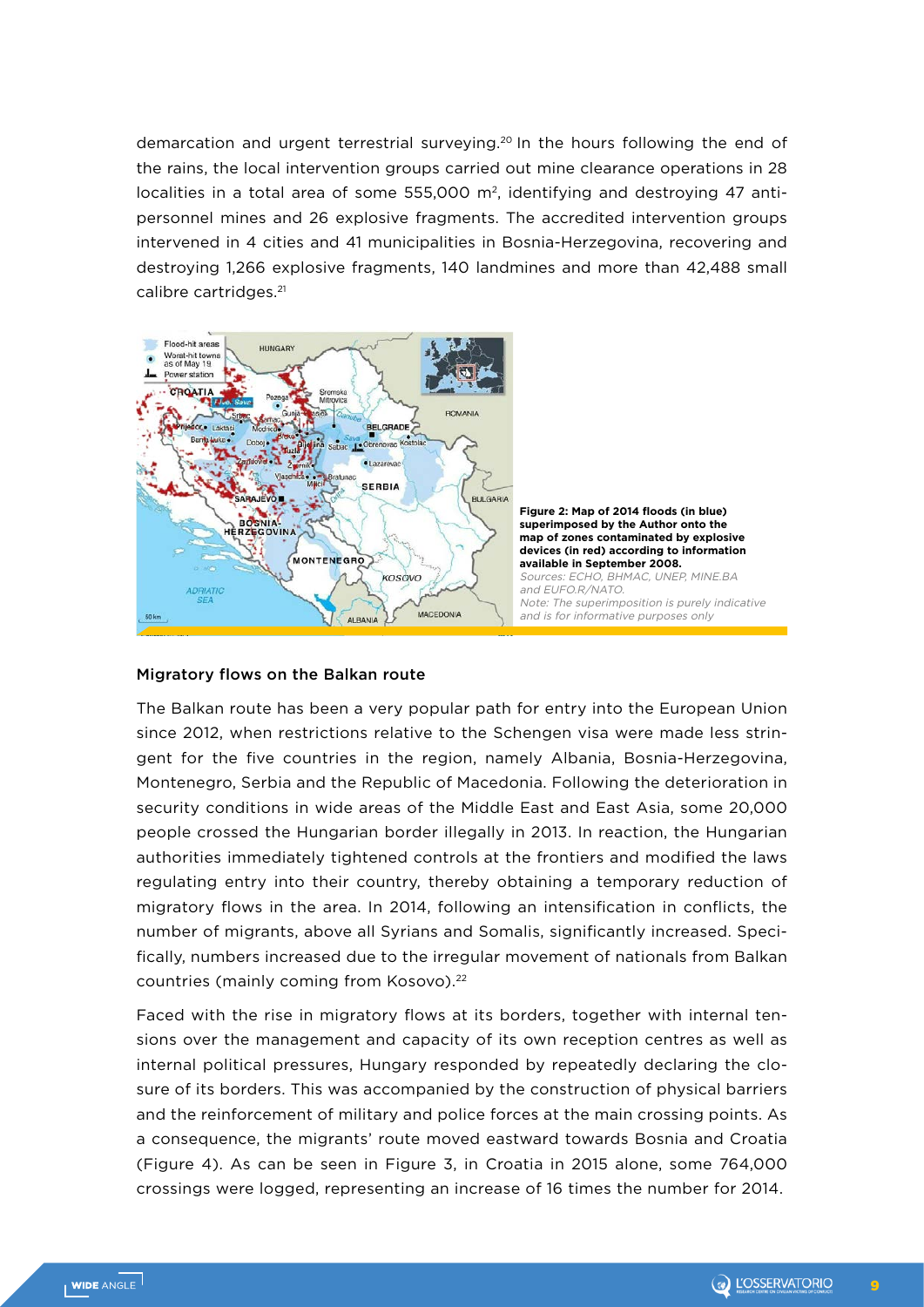demarcation and urgent terrestrial surveying.[20] In the hours following the end of the rains, the local intervention groups carried out mine clearance operations in 28 localities in a total area of some 555,000 m$^2$, identifying and destroying 47 anti-personnel mines and 26 explosive fragments. The accredited intervention groups intervened in 4 cities and 41 municipalities in Bosnia-Herzegovina, recovering and destroying 1,266 explosive fragments, 140 landmines and more than 42,488 small calibre cartridges.[21]

**Figure 2: Map of 2014 floods (in blue) superimposed by the Author onto the map of zones contaminated by explosive devices (in red) according to information available in September 2008.**
*Sources: ECHO, BHMAC, UNEP, MINE.BA and EUFO.R/NATO.*
*Note: The superimposition is purely indicative and is for informative purposes only*

## Migratory flows on the Balkan route

The Balkan route has been a very popular path for entry into the European Union since 2012, when restrictions relative to the Schengen visa were made less stringent for the five countries in the region, namely Albania, Bosnia-Herzegovina, Montenegro, Serbia and the Republic of Macedonia. Following the deterioration in security conditions in wide areas of the Middle East and East Asia, some 20,000 people crossed the Hungarian border illegally in 2013. In reaction, the Hungarian authorities immediately tightened controls at the frontiers and modified the laws regulating entry into their country, thereby obtaining a temporary reduction of migratory flows in the area. In 2014, following an intensification in conflicts, the number of migrants, above all Syrians and Somalis, significantly increased. Specifically, numbers increased due to the irregular movement of nationals from Balkan countries (mainly coming from Kosovo).[22]

Faced with the rise in migratory flows at its borders, together with internal tensions over the management and capacity of its own reception centres as well as internal political pressures, Hungary responded by repeatedly declaring the closure of its borders. This was accompanied by the construction of physical barriers and the reinforcement of military and police forces at the main crossing points. As a consequence, the migrants' route moved eastward towards Bosnia and Croatia (Figure 4). As can be seen in Figure 3, in Croatia in 2015 alone, some 764,000 crossings were logged, representing an increase of 16 times the number for 2014.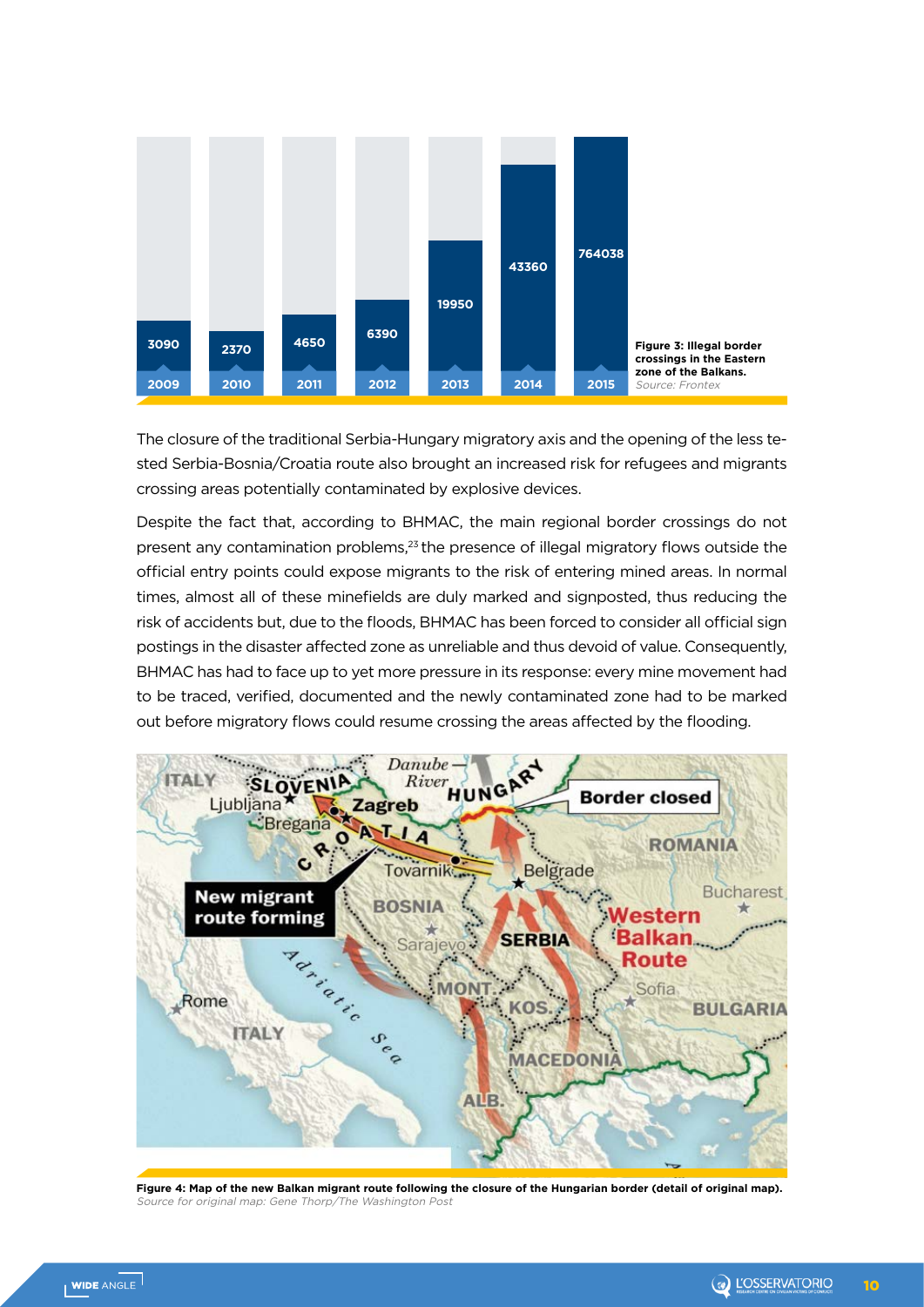| Year | 2009 | 2010 | 2011 | 2012 | 2013 | 2014 | 2015 |
|---|---|---|---|---|---|---|---|
| Illegal border crossings | 3090 | 2370 | 4650 | 6390 | 19950 | 43360 | 764038 |

**Figure 3: Illegal border crossings in the Eastern zone of the Balkans.**
*Source: Frontex*

The closure of the traditional Serbia-Hungary migratory axis and the opening of the less tested Serbia-Bosnia/Croatia route also brought an increased risk for refugees and migrants crossing areas potentially contaminated by explosive devices.

Despite the fact that, according to BHMAC, the main regional border crossings do not present any contamination problems,[23] the presence of illegal migratory flows outside the official entry points could expose migrants to the risk of entering mined areas. In normal times, almost all of these minefields are duly marked and signposted, thus reducing the risk of accidents but, due to the floods, BHMAC has been forced to consider all official sign postings in the disaster affected zone as unreliable and thus devoid of value. Consequently, BHMAC has had to face up to yet more pressure in its response: every mine movement had to be traced, verified, documented and the newly contaminated zone had to be marked out before migratory flows could resume crossing the areas affected by the flooding.

**Figure 4: Map of the new Balkan migrant route following the closure of the Hungarian border (detail of original map).**
*Source for original map: Gene Thorp/The Washington Post*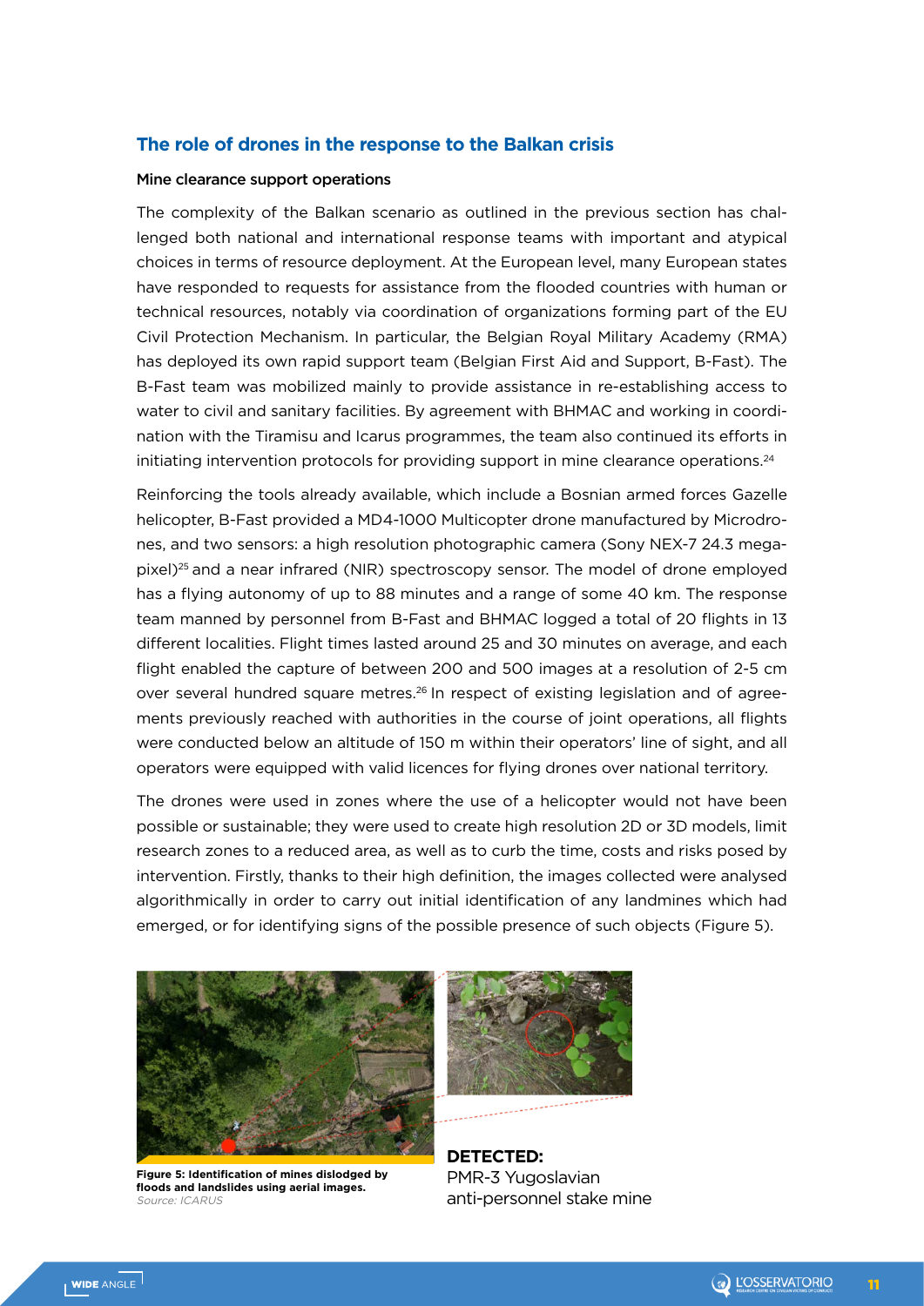## The role of drones in the response to the Balkan crisis

### Mine clearance support operations

The complexity of the Balkan scenario as outlined in the previous section has challenged both national and international response teams with important and atypical choices in terms of resource deployment. At the European level, many European states have responded to requests for assistance from the flooded countries with human or technical resources, notably via coordination of organizations forming part of the EU Civil Protection Mechanism. In particular, the Belgian Royal Military Academy (RMA) has deployed its own rapid support team (Belgian First Aid and Support, B-Fast). The B-Fast team was mobilized mainly to provide assistance in re-establishing access to water to civil and sanitary facilities. By agreement with BHMAC and working in coordination with the Tiramisu and Icarus programmes, the team also continued its efforts in initiating intervention protocols for providing support in mine clearance operations.[24]

Reinforcing the tools already available, which include a Bosnian armed forces Gazelle helicopter, B-Fast provided a MD4-1000 Multicopter drone manufactured by Microdrones, and two sensors: a high resolution photographic camera (Sony NEX-7 24.3 megapixel)[25] and a near infrared (NIR) spectroscopy sensor. The model of drone employed has a flying autonomy of up to 88 minutes and a range of some 40 km. The response team manned by personnel from B-Fast and BHMAC logged a total of 20 flights in 13 different localities. Flight times lasted around 25 and 30 minutes on average, and each flight enabled the capture of between 200 and 500 images at a resolution of 2-5 cm over several hundred square metres.[26] In respect of existing legislation and of agreements previously reached with authorities in the course of joint operations, all flights were conducted below an altitude of 150 m within their operators' line of sight, and all operators were equipped with valid licences for flying drones over national territory.

The drones were used in zones where the use of a helicopter would not have been possible or sustainable; they were used to create high resolution 2D or 3D models, limit research zones to a reduced area, as well as to curb the time, costs and risks posed by intervention. Firstly, thanks to their high definition, the images collected were analysed algorithmically in order to carry out initial identification of any landmines which had emerged, or for identifying signs of the possible presence of such objects (Figure 5).

**DETECTED:**
PMR-3 Yugoslavian anti-personnel stake mine

**Figure 5: Identification of mines dislodged by floods and landslides using aerial images.**
*Source: ICARUS*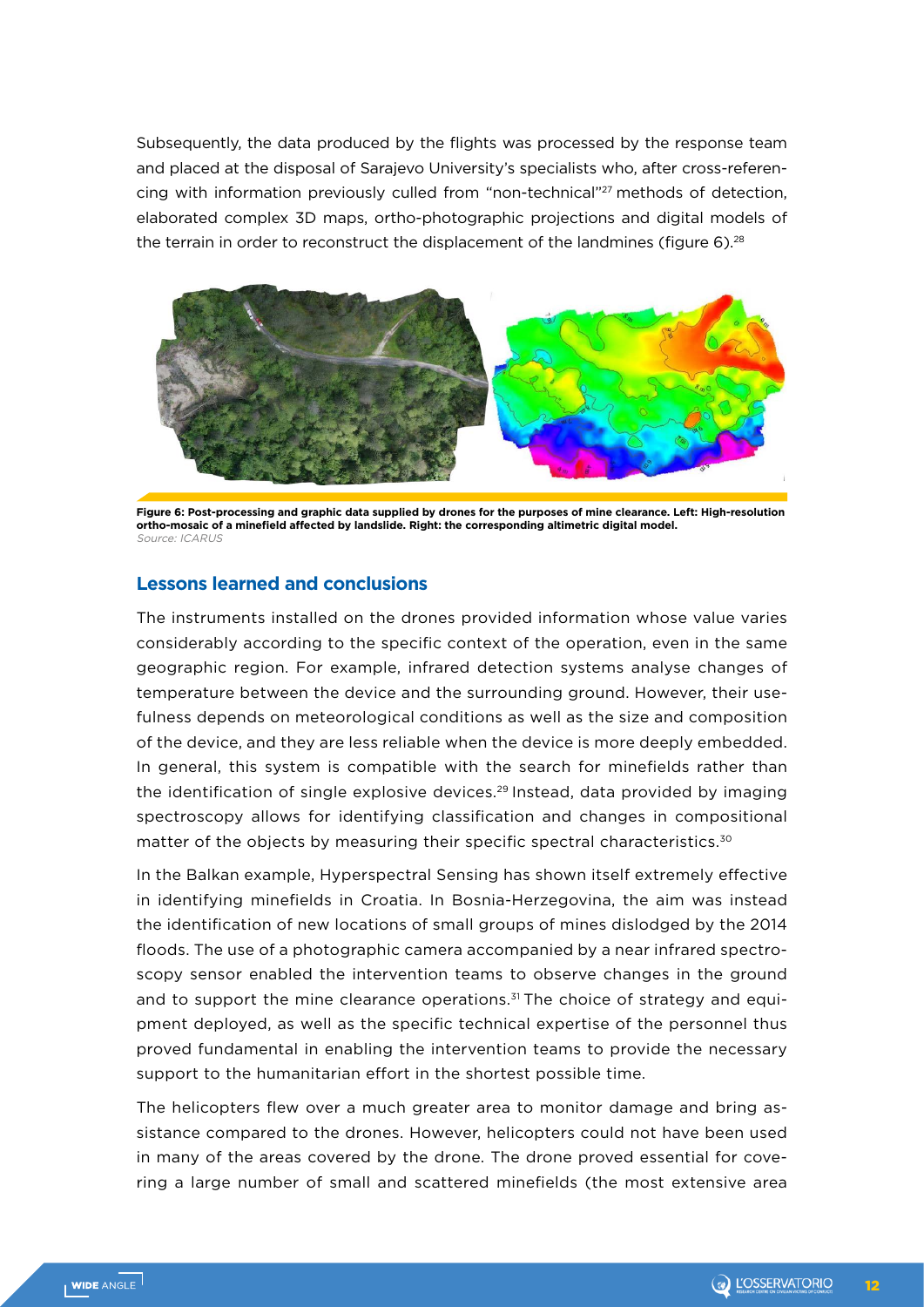Subsequently, the data produced by the flights was processed by the response team and placed at the disposal of Sarajevo University's specialists who, after cross-referencing with information previously culled from "non-technical"[27] methods of detection, elaborated complex 3D maps, ortho-photographic projections and digital models of the terrain in order to reconstruct the displacement of the landmines (figure 6).[28]

**Figure 6: Post-processing and graphic data supplied by drones for the purposes of mine clearance. Left: High-resolution ortho-mosaic of a minefield affected by landslide. Right: the corresponding altimetric digital model.**
*Source: ICARUS*

## Lessons learned and conclusions

The instruments installed on the drones provided information whose value varies considerably according to the specific context of the operation, even in the same geographic region. For example, infrared detection systems analyse changes of temperature between the device and the surrounding ground. However, their usefulness depends on meteorological conditions as well as the size and composition of the device, and they are less reliable when the device is more deeply embedded. In general, this system is compatible with the search for minefields rather than the identification of single explosive devices.[29] Instead, data provided by imaging spectroscopy allows for identifying classification and changes in compositional matter of the objects by measuring their specific spectral characteristics.[30]

In the Balkan example, Hyperspectral Sensing has shown itself extremely effective in identifying minefields in Croatia. In Bosnia-Herzegovina, the aim was instead the identification of new locations of small groups of mines dislodged by the 2014 floods. The use of a photographic camera accompanied by a near infrared spectroscopy sensor enabled the intervention teams to observe changes in the ground and to support the mine clearance operations.[31] The choice of strategy and equipment deployed, as well as the specific technical expertise of the personnel thus proved fundamental in enabling the intervention teams to provide the necessary support to the humanitarian effort in the shortest possible time.

The helicopters flew over a much greater area to monitor damage and bring assistance compared to the drones. However, helicopters could not have been used in many of the areas covered by the drone. The drone proved essential for covering a large number of small and scattered minefields (the most extensive area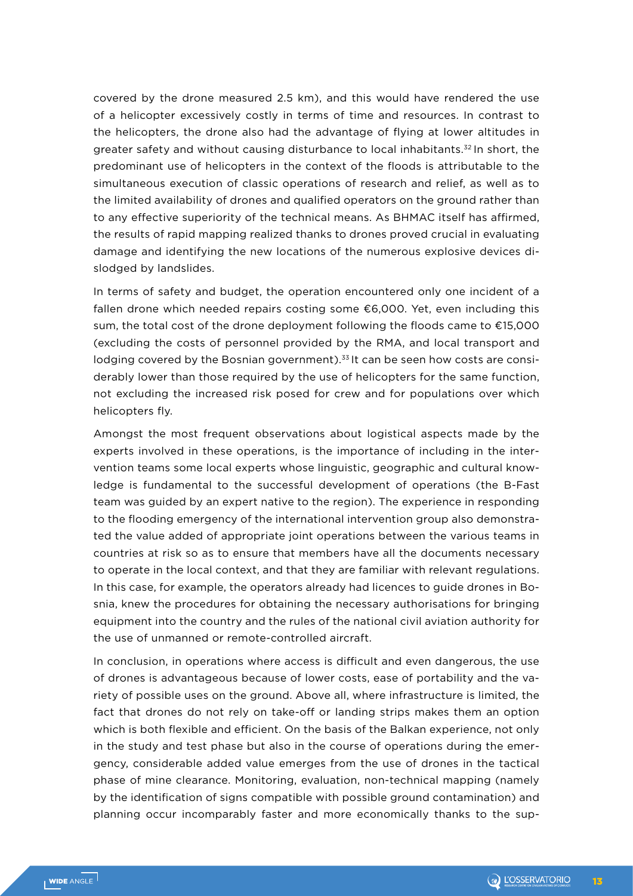covered by the drone measured 2.5 km), and this would have rendered the use of a helicopter excessively costly in terms of time and resources. In contrast to the helicopters, the drone also had the advantage of flying at lower altitudes in greater safety and without causing disturbance to local inhabitants.[32] In short, the predominant use of helicopters in the context of the floods is attributable to the simultaneous execution of classic operations of research and relief, as well as to the limited availability of drones and qualified operators on the ground rather than to any effective superiority of the technical means. As BHMAC itself has affirmed, the results of rapid mapping realized thanks to drones proved crucial in evaluating damage and identifying the new locations of the numerous explosive devices dislodged by landslides.

In terms of safety and budget, the operation encountered only one incident of a fallen drone which needed repairs costing some €6,000. Yet, even including this sum, the total cost of the drone deployment following the floods came to €15,000 (excluding the costs of personnel provided by the RMA, and local transport and lodging covered by the Bosnian government).[33] It can be seen how costs are considerably lower than those required by the use of helicopters for the same function, not excluding the increased risk posed for crew and for populations over which helicopters fly.

Amongst the most frequent observations about logistical aspects made by the experts involved in these operations, is the importance of including in the intervention teams some local experts whose linguistic, geographic and cultural knowledge is fundamental to the successful development of operations (the B-Fast team was guided by an expert native to the region). The experience in responding to the flooding emergency of the international intervention group also demonstrated the value added of appropriate joint operations between the various teams in countries at risk so as to ensure that members have all the documents necessary to operate in the local context, and that they are familiar with relevant regulations. In this case, for example, the operators already had licences to guide drones in Bosnia, knew the procedures for obtaining the necessary authorisations for bringing equipment into the country and the rules of the national civil aviation authority for the use of unmanned or remote-controlled aircraft.

In conclusion, in operations where access is difficult and even dangerous, the use of drones is advantageous because of lower costs, ease of portability and the variety of possible uses on the ground. Above all, where infrastructure is limited, the fact that drones do not rely on take-off or landing strips makes them an option which is both flexible and efficient. On the basis of the Balkan experience, not only in the study and test phase but also in the course of operations during the emergency, considerable added value emerges from the use of drones in the tactical phase of mine clearance. Monitoring, evaluation, non-technical mapping (namely by the identification of signs compatible with possible ground contamination) and planning occur incomparably faster and more economically thanks to the sup-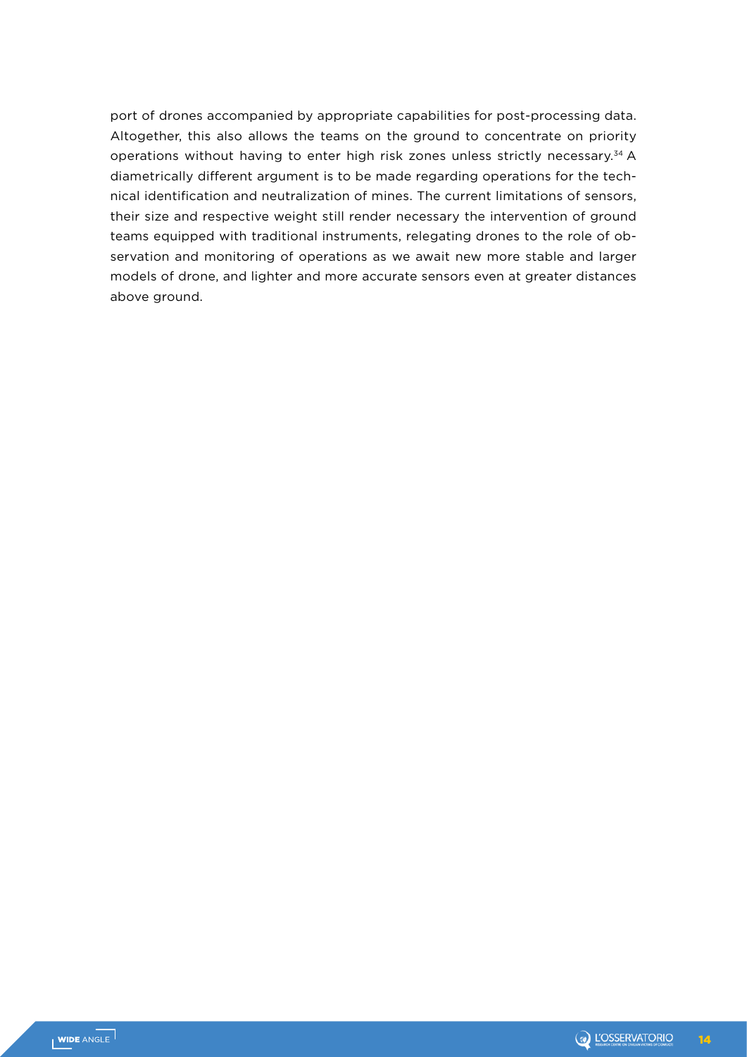port of drones accompanied by appropriate capabilities for post-processing data. Altogether, this also allows the teams on the ground to concentrate on priority operations without having to enter high risk zones unless strictly necessary.[34] A diametrically different argument is to be made regarding operations for the technical identification and neutralization of mines. The current limitations of sensors, their size and respective weight still render necessary the intervention of ground teams equipped with traditional instruments, relegating drones to the role of observation and monitoring of operations as we await new more stable and larger models of drone, and lighter and more accurate sensors even at greater distances above ground.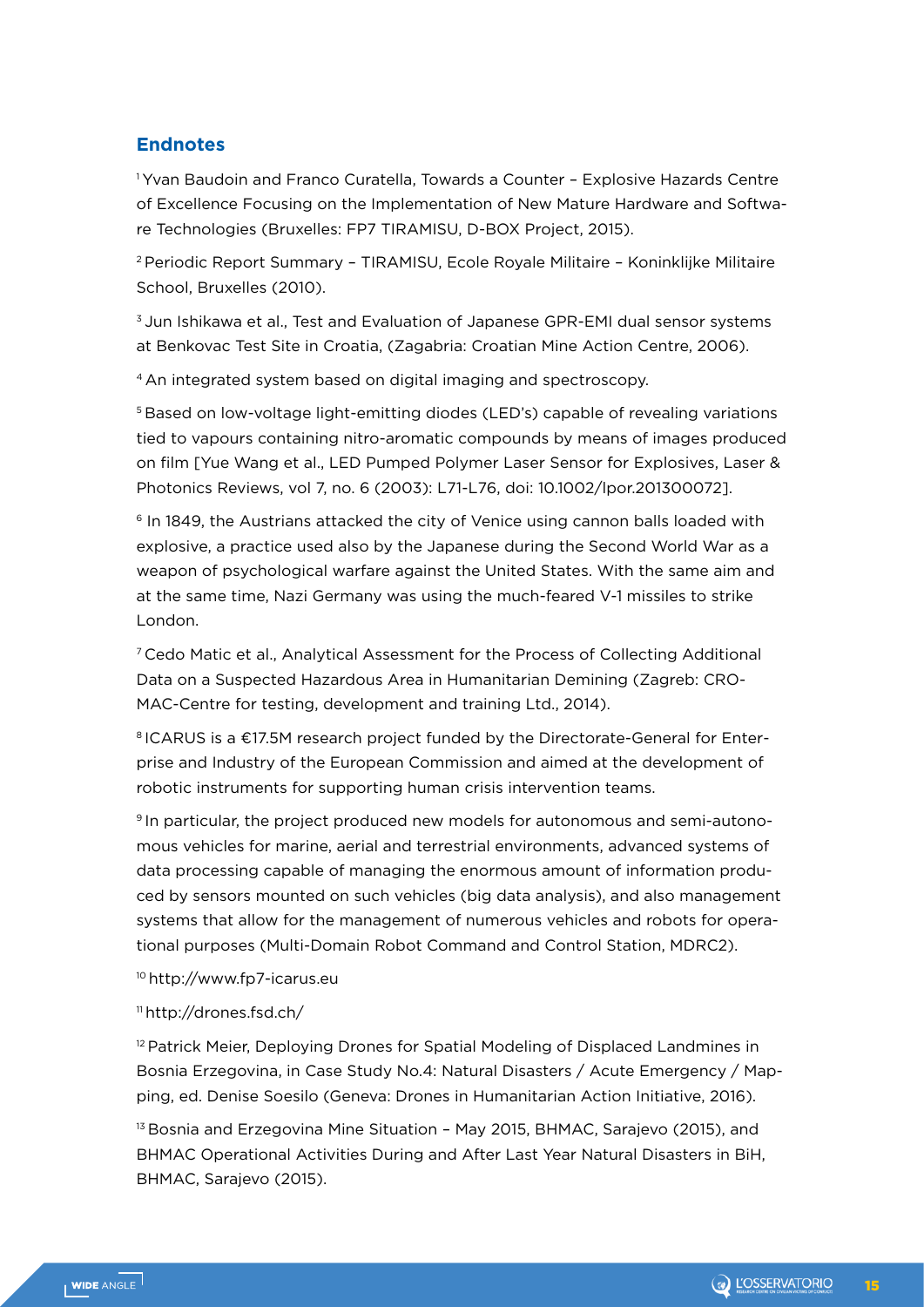## Endnotes

[1] Yvan Baudoin and Franco Curatella, Towards a Counter – Explosive Hazards Centre of Excellence Focusing on the Implementation of New Mature Hardware and Software Technologies (Bruxelles: FP7 TIRAMISU, D-BOX Project, 2015).

[2] Periodic Report Summary – TIRAMISU, Ecole Royale Militaire – Koninklijke Militaire School, Bruxelles (2010).

[3] Jun Ishikawa et al., Test and Evaluation of Japanese GPR-EMI dual sensor systems at Benkovac Test Site in Croatia, (Zagabria: Croatian Mine Action Centre, 2006).

[4] An integrated system based on digital imaging and spectroscopy.

[5] Based on low-voltage light-emitting diodes (LED's) capable of revealing variations tied to vapours containing nitro-aromatic compounds by means of images produced on film [Yue Wang et al., LED Pumped Polymer Laser Sensor for Explosives, Laser & Photonics Reviews, vol 7, no. 6 (2003): L71-L76, doi: 10.1002/lpor.201300072].

[6] In 1849, the Austrians attacked the city of Venice using cannon balls loaded with explosive, a practice used also by the Japanese during the Second World War as a weapon of psychological warfare against the United States. With the same aim and at the same time, Nazi Germany was using the much-feared V-1 missiles to strike London.

[7] Cedo Matic et al., Analytical Assessment for the Process of Collecting Additional Data on a Suspected Hazardous Area in Humanitarian Demining (Zagreb: CROMAC-Centre for testing, development and training Ltd., 2014).

[8] ICARUS is a €17.5M research project funded by the Directorate-General for Enterprise and Industry of the European Commission and aimed at the development of robotic instruments for supporting human crisis intervention teams.

[9] In particular, the project produced new models for autonomous and semi-autonomous vehicles for marine, aerial and terrestrial environments, advanced systems of data processing capable of managing the enormous amount of information produced by sensors mounted on such vehicles (big data analysis), and also management systems that allow for the management of numerous vehicles and robots for operational purposes (Multi-Domain Robot Command and Control Station, MDRC2).

[10] http://www.fp7-icarus.eu

[11] http://drones.fsd.ch/

[12] Patrick Meier, Deploying Drones for Spatial Modeling of Displaced Landmines in Bosnia Erzegovina, in Case Study No.4: Natural Disasters / Acute Emergency / Mapping, ed. Denise Soesilo (Geneva: Drones in Humanitarian Action Initiative, 2016).

[13] Bosnia and Erzegovina Mine Situation – May 2015, BHMAC, Sarajevo (2015), and BHMAC Operational Activities During and After Last Year Natural Disasters in BiH, BHMAC, Sarajevo (2015).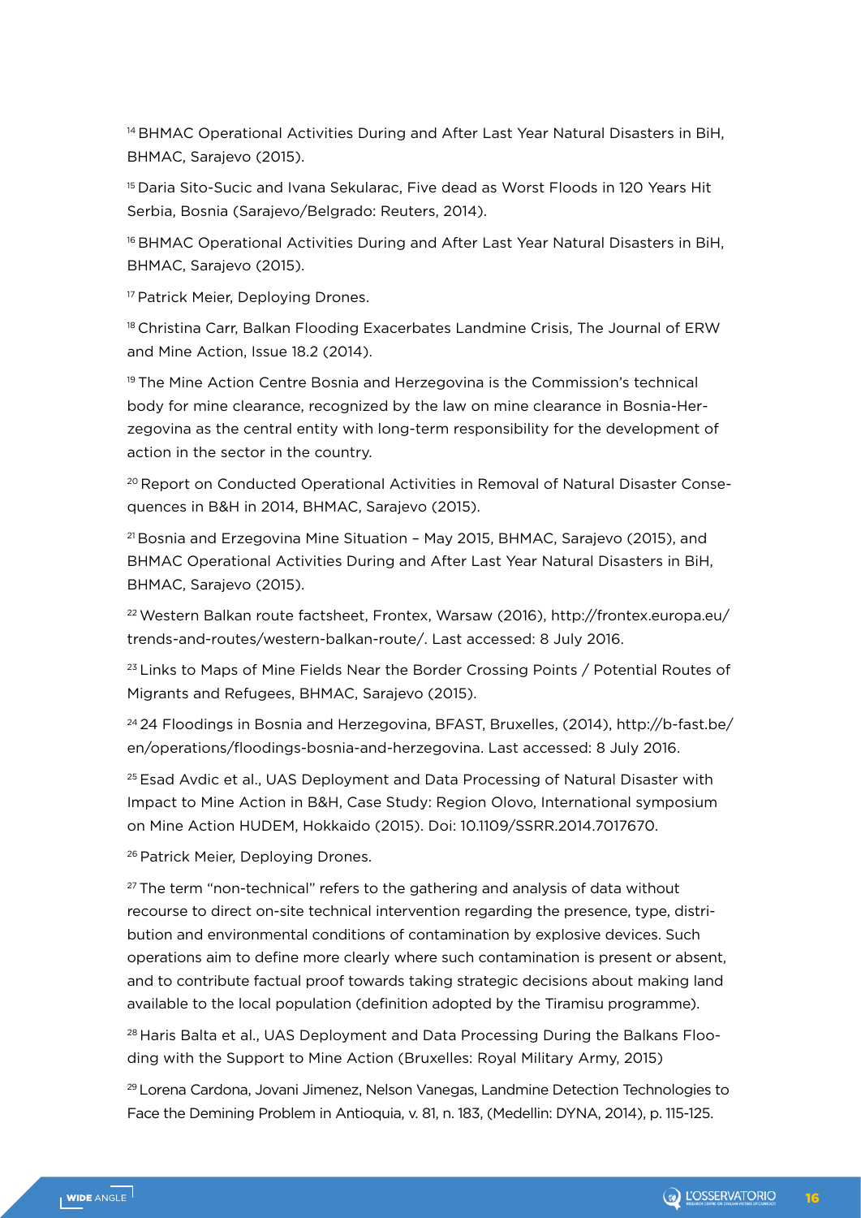[14] BHMAC Operational Activities During and After Last Year Natural Disasters in BiH, BHMAC, Sarajevo (2015).

[15] Daria Sito-Sucic and Ivana Sekularac, Five dead as Worst Floods in 120 Years Hit Serbia, Bosnia (Sarajevo/Belgrado: Reuters, 2014).

[16] BHMAC Operational Activities During and After Last Year Natural Disasters in BiH, BHMAC, Sarajevo (2015).

[17] Patrick Meier, Deploying Drones.

[18] Christina Carr, Balkan Flooding Exacerbates Landmine Crisis, The Journal of ERW and Mine Action, Issue 18.2 (2014).

[19] The Mine Action Centre Bosnia and Herzegovina is the Commission's technical body for mine clearance, recognized by the law on mine clearance in Bosnia-Herzegovina as the central entity with long-term responsibility for the development of action in the sector in the country.

[20] Report on Conducted Operational Activities in Removal of Natural Disaster Consequences in B&H in 2014, BHMAC, Sarajevo (2015).

[21] Bosnia and Erzegovina Mine Situation – May 2015, BHMAC, Sarajevo (2015), and BHMAC Operational Activities During and After Last Year Natural Disasters in BiH, BHMAC, Sarajevo (2015).

[22] Western Balkan route factsheet, Frontex, Warsaw (2016), http://frontex.europa.eu/trends-and-routes/western-balkan-route/. Last accessed: 8 July 2016.

[23] Links to Maps of Mine Fields Near the Border Crossing Points / Potential Routes of Migrants and Refugees, BHMAC, Sarajevo (2015).

[24] 24 Floodings in Bosnia and Herzegovina, BFAST, Bruxelles, (2014), http://b-fast.be/en/operations/floodings-bosnia-and-herzegovina. Last accessed: 8 July 2016.

[25] Esad Avdic et al., UAS Deployment and Data Processing of Natural Disaster with Impact to Mine Action in B&H, Case Study: Region Olovo, International symposium on Mine Action HUDEM, Hokkaido (2015). Doi: 10.1109/SSRR.2014.7017670.

[26] Patrick Meier, Deploying Drones.

[27] The term "non-technical" refers to the gathering and analysis of data without recourse to direct on-site technical intervention regarding the presence, type, distribution and environmental conditions of contamination by explosive devices. Such operations aim to define more clearly where such contamination is present or absent, and to contribute factual proof towards taking strategic decisions about making land available to the local population (definition adopted by the Tiramisu programme).

[28] Haris Balta et al., UAS Deployment and Data Processing During the Balkans Flooding with the Support to Mine Action (Bruxelles: Royal Military Army, 2015)

[29] Lorena Cardona, Jovani Jimenez, Nelson Vanegas, Landmine Detection Technologies to Face the Demining Problem in Antioquia, v. 81, n. 183, (Medellin: DYNA, 2014), p. 115-125.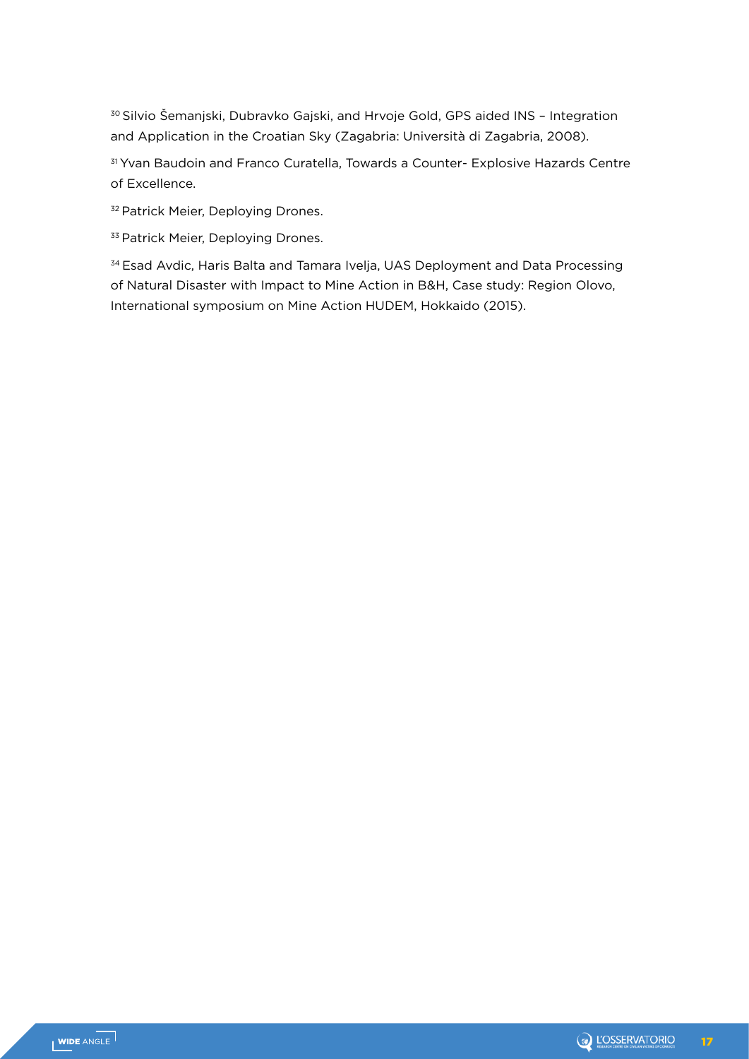[30] Silvio Šemanjski, Dubravko Gajski, and Hrvoje Gold, GPS aided INS – Integration and Application in the Croatian Sky (Zagabria: Università di Zagabria, 2008).

[31] Yvan Baudoin and Franco Curatella, Towards a Counter- Explosive Hazards Centre of Excellence.

[32] Patrick Meier, Deploying Drones.

[33] Patrick Meier, Deploying Drones.

[34] Esad Avdic, Haris Balta and Tamara Ivelja, UAS Deployment and Data Processing of Natural Disaster with Impact to Mine Action in B&H, Case study: Region Olovo, International symposium on Mine Action HUDEM, Hokkaido (2015).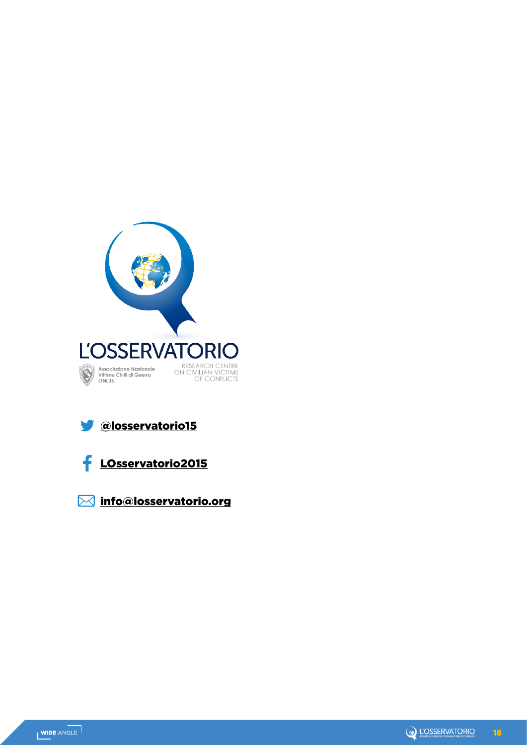L'OSSERVATORIO

Associazione Nazionale Vittime Civili di Guerra ONLUS

RESEARCH CENTRE ON CIVILIAN VICTIMS OF CONFLICTS

@losservatorio15

LOsservatorio2015

info@losservatorio.org